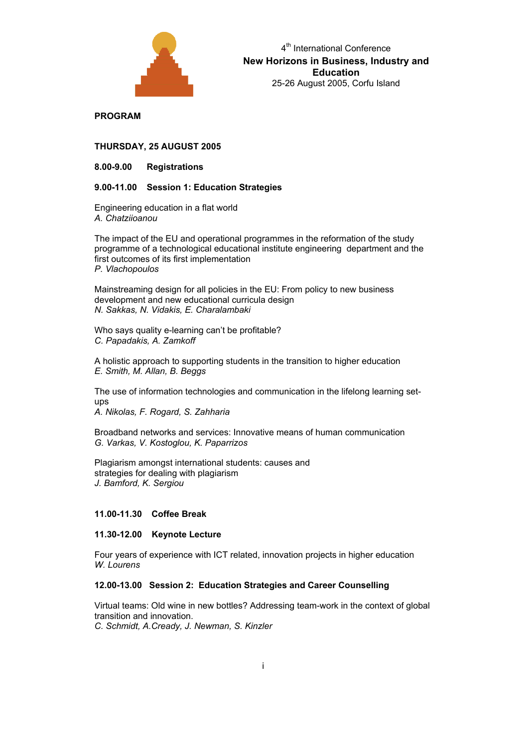4th International Conference

# New Horizons in Business, Industry and Education

25-26 August 2005, Corfu Island

## PROGRAM

### THURSDAY, 25 AUGUST 2005

**8.00-9.00 Registrations**

**9.00-11.00 Session 1: Education Strategies**

Engineering education in a flat world
*A. Chatziioanou*

The impact of the EU and operational programmes in the reformation of the study programme of a technological educational institute engineering department and the first outcomes of its first implementation
*P. Vlachopoulos*

Mainstreaming design for all policies in the EU: From policy to new business development and new educational curricula design
*N. Sakkas, N. Vidakis, E. Charalambaki*

Who says quality e-learning can't be profitable?
*C. Papadakis, A. Zamkoff*

A holistic approach to supporting students in the transition to higher education
*E. Smith, M. Allan, B. Beggs*

The use of information technologies and communication in the lifelong learning set-ups
*A. Nikolas, F. Rogard, S. Zahharia*

Broadband networks and services: Innovative means of human communication
*G. Varkas, V. Kostoglou, K. Paparrizos*

Plagiarism amongst international students: causes and strategies for dealing with plagiarism
*J. Bamford, K. Sergiou*

**11.00-11.30 Coffee Break**

**11.30-12.00 Keynote Lecture**

Four years of experience with ICT related, innovation projects in higher education
*W. Lourens*

**12.00-13.00 Session 2: Education Strategies and Career Counselling**

Virtual teams: Old wine in new bottles? Addressing team-work in the context of global transition and innovation.
*C. Schmidt, A.Cready, J. Newman, S. Kinzler*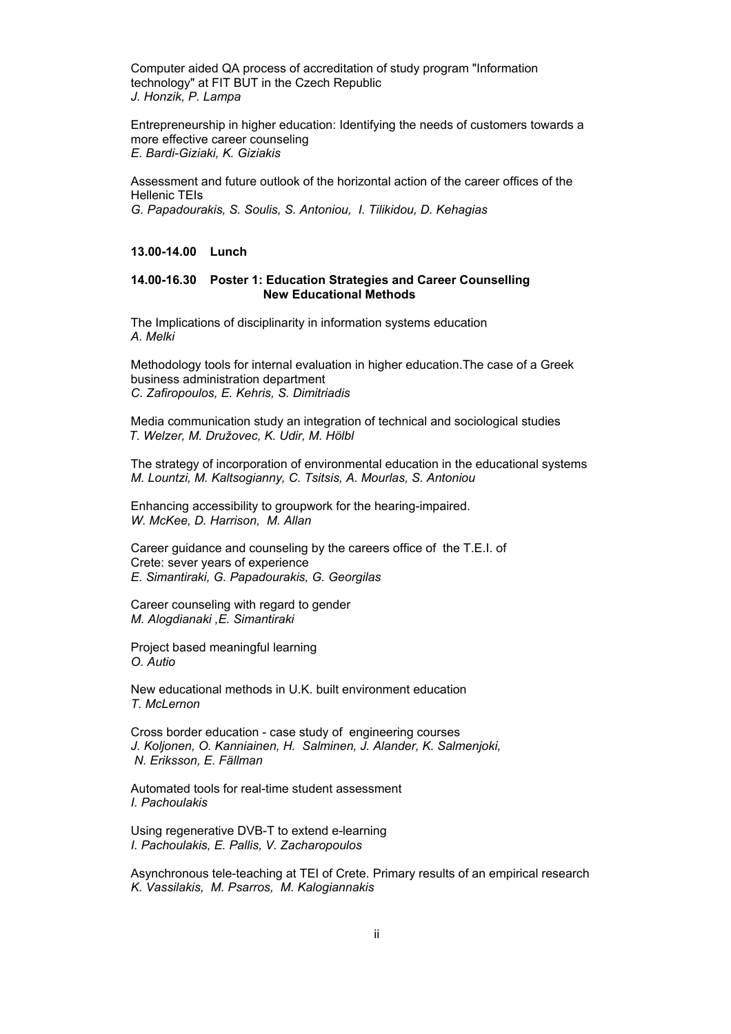Computer aided QA process of accreditation of study program "Information technology" at FIT BUT in the Czech Republic
*J. Honzik, P. Lampa*

Entrepreneurship in higher education: Identifying the needs of customers towards a more effective career counseling
*E. Bardi-Giziaki, K. Giziakis*

Assessment and future outlook of the horizontal action of the career offices of the Hellenic TEIs
*G. Papadourakis, S. Soulis, S. Antoniou, I. Tilikidou, D. Kehagias*

**13.00-14.00 Lunch**

**14.00-16.30 Poster 1: Education Strategies and Career Counselling New Educational Methods**

The Implications of disciplinarity in information systems education
*A. Melki*

Methodology tools for internal evaluation in higher education.The case of a Greek business administration department
*C. Zafiropoulos, E. Kehris, S. Dimitriadis*

Media communication study an integration of technical and sociological studies
*T. Welzer, M. Družovec, K. Udir, M. Hölbl*

The strategy of incorporation of environmental education in the educational systems
*M. Lountzi, M. Kaltsogianny, C. Tsitsis, A. Mourlas, S. Antoniou*

Enhancing accessibility to groupwork for the hearing-impaired.
*W. McKee, D. Harrison, M. Allan*

Career guidance and counseling by the careers office of the T.E.I. of Crete: sever years of experience
*E. Simantiraki, G. Papadourakis, G. Georgilas*

Career counseling with regard to gender
*M. Alogdianaki ,E. Simantiraki*

Project based meaningful learning
*O. Autio*

New educational methods in U.K. built environment education
*T. McLernon*

Cross border education - case study of engineering courses
*J. Koljonen, O. Kanniainen, H. Salminen, J. Alander, K. Salmenjoki, N. Eriksson, E. Fällman*

Automated tools for real-time student assessment
*I. Pachoulakis*

Using regenerative DVB-T to extend e-learning
*I. Pachoulakis, E. Pallis, V. Zacharopoulos*

Asynchronous tele-teaching at TEI of Crete. Primary results of an empirical research
*K. Vassilakis, M. Psarros, M. Kalogiannakis*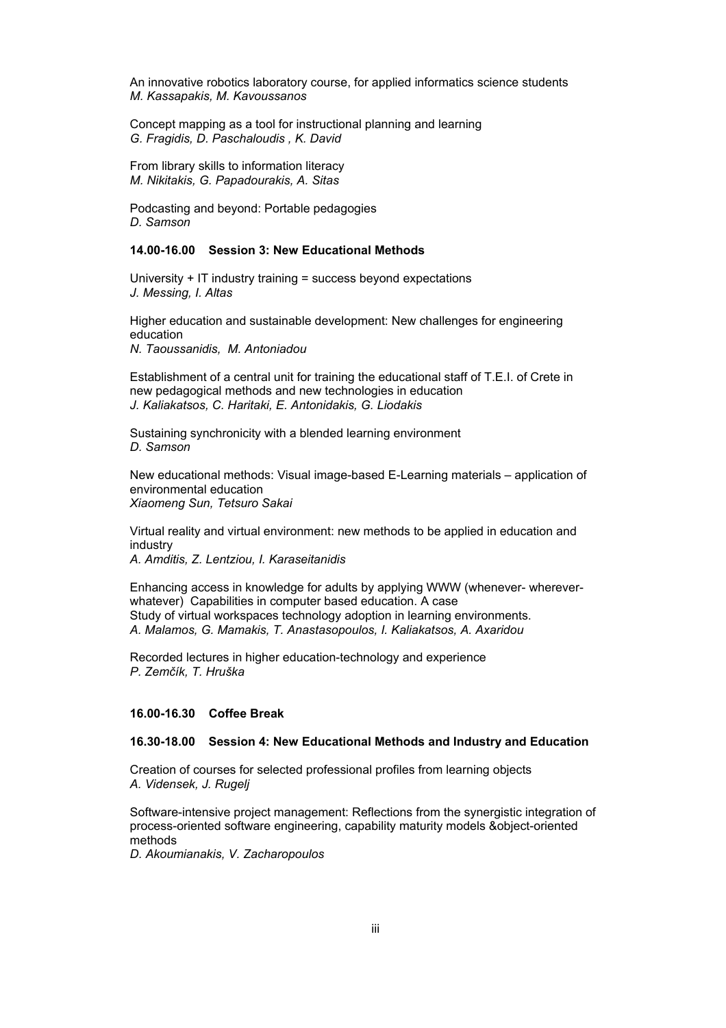An innovative robotics laboratory course, for applied informatics science students
*M. Kassapakis, M. Kavoussanos*

Concept mapping as a tool for instructional planning and learning
*G. Fragidis, D. Paschaloudis , K. David*

From library skills to information literacy
*M. Nikitakis, G. Papadourakis, A. Sitas*

Podcasting and beyond: Portable pedagogies
*D. Samson*

**14.00-16.00 Session 3: New Educational Methods**

University + IT industry training = success beyond expectations
*J. Messing, I. Altas*

Higher education and sustainable development: New challenges for engineering education
*N. Taoussanidis, M. Antoniadou*

Establishment of a central unit for training the educational staff of T.E.I. of Crete in new pedagogical methods and new technologies in education
*J. Kaliakatsos, C. Haritaki, E. Antonidakis, G. Liodakis*

Sustaining synchronicity with a blended learning environment
*D. Samson*

New educational methods: Visual image-based E-Learning materials – application of environmental education
*Xiaomeng Sun, Tetsuro Sakai*

Virtual reality and virtual environment: new methods to be applied in education and industry
*A. Amditis, Z. Lentziou, I. Karaseitanidis*

Enhancing access in knowledge for adults by applying WWW (whenever- wherever- whatever) Capabilities in computer based education. A case Study of virtual workspaces technology adoption in learning environments.
*A. Malamos, G. Mamakis, T. Anastasopoulos, I. Kaliakatsos, A. Axaridou*

Recorded lectures in higher education-technology and experience
*P. Zemčík, T. Hruška*

**16.00-16.30 Coffee Break**

**16.30-18.00 Session 4: New Educational Methods and Industry and Education**

Creation of courses for selected professional profiles from learning objects
*A. Vidensek, J. Rugelj*

Software-intensive project management: Reflections from the synergistic integration of process-oriented software engineering, capability maturity models &object-oriented methods
*D. Akoumianakis, V. Zacharopoulos*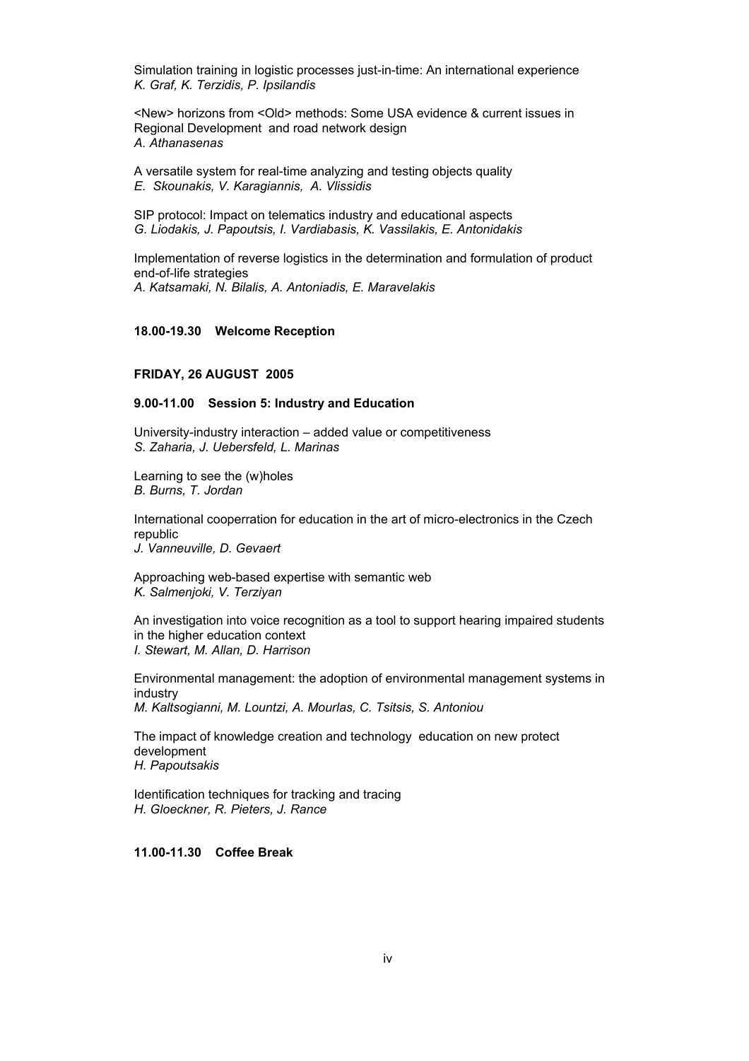Simulation training in logistic processes just-in-time: An international experience
*K. Graf, K. Terzidis, P. Ipsilandis*

<New> horizons from <Old> methods: Some USA evidence & current issues in Regional Development and road network design
*A. Athanasenas*

A versatile system for real-time analyzing and testing objects quality
*E. Skounakis, V. Karagiannis, A. Vlissidis*

SIP protocol: Impact on telematics industry and educational aspects
*G. Liodakis, J. Papoutsis, I. Vardiabasis, K. Vassilakis, E. Antonidakis*

Implementation of reverse logistics in the determination and formulation of product end-of-life strategies
*A. Katsamaki, N. Bilalis, A. Antoniadis, E. Maravelakis*

**18.00-19.30 Welcome Reception**

**FRIDAY, 26 AUGUST 2005**

**9.00-11.00 Session 5: Industry and Education**

University-industry interaction – added value or competitiveness
*S. Zaharia, J. Uebersfeld, L. Marinas*

Learning to see the (w)holes
*B. Burns, T. Jordan*

International cooperration for education in the art of micro-electronics in the Czech republic
*J. Vanneuville, D. Gevaert*

Approaching web-based expertise with semantic web
*K. Salmenjoki, V. Terziyan*

An investigation into voice recognition as a tool to support hearing impaired students in the higher education context
*I. Stewart, M. Allan, D. Harrison*

Environmental management: the adoption of environmental management systems in industry
*M. Kaltsogianni, M. Lountzi, A. Mourlas, C. Tsitsis, S. Antoniou*

The impact of knowledge creation and technology education on new protect development
*H. Papoutsakis*

Identification techniques for tracking and tracing
*H. Gloeckner, R. Pieters, J. Rance*

**11.00-11.30 Coffee Break**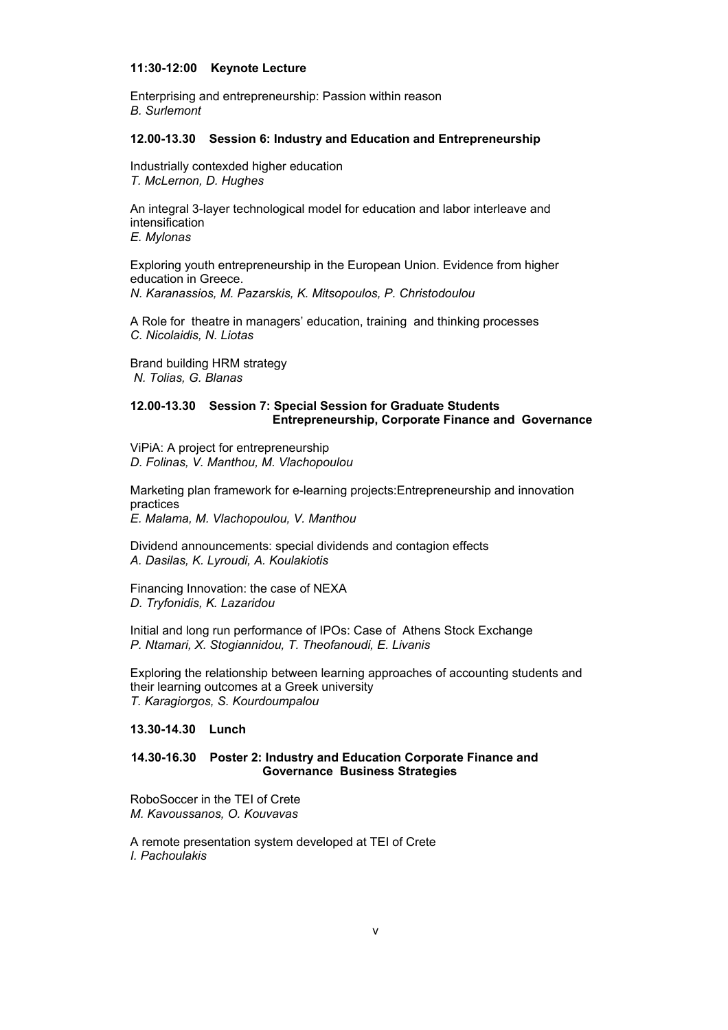**11:30-12:00 Keynote Lecture**

Enterprising and entrepreneurship: Passion within reason
*B. Surlemont*

**12.00-13.30 Session 6: Industry and Education and Entrepreneurship**

Industrially contexded higher education
*T. McLernon, D. Hughes*

An integral 3-layer technological model for education and labor interleave and intensification
*E. Mylonas*

Exploring youth entrepreneurship in the European Union. Evidence from higher education in Greece.
*N. Karanassios, M. Pazarskis, K. Mitsopoulos, P. Christodoulou*

A Role for theatre in managers' education, training and thinking processes
*C. Nicolaidis, N. Liotas*

Brand building HRM strategy
*N. Tolias, G. Blanas*

**12.00-13.30 Session 7: Special Session for Graduate Students Entrepreneurship, Corporate Finance and Governance**

ViPiA: A project for entrepreneurship
*D. Folinas, V. Manthou, M. Vlachopoulou*

Marketing plan framework for e-learning projects:Entrepreneurship and innovation practices
*E. Malama, M. Vlachopoulou, V. Manthou*

Dividend announcements: special dividends and contagion effects
*A. Dasilas, K. Lyroudi, A. Koulakiotis*

Financing Innovation: the case of NEXA
*D. Tryfonidis, K. Lazaridou*

Initial and long run performance of IPOs: Case of Athens Stock Exchange
*P. Ntamari, X. Stogiannidou, T. Theofanoudi, E. Livanis*

Exploring the relationship between learning approaches of accounting students and their learning outcomes at a Greek university
*T. Karagiorgos, S. Kourdoumpalou*

**13.30-14.30 Lunch**

**14.30-16.30 Poster 2: Industry and Education Corporate Finance and Governance Business Strategies**

RoboSoccer in the TEI of Crete
*M. Kavoussanos, O. Kouvavas*

A remote presentation system developed at TEI of Crete
*I. Pachoulakis*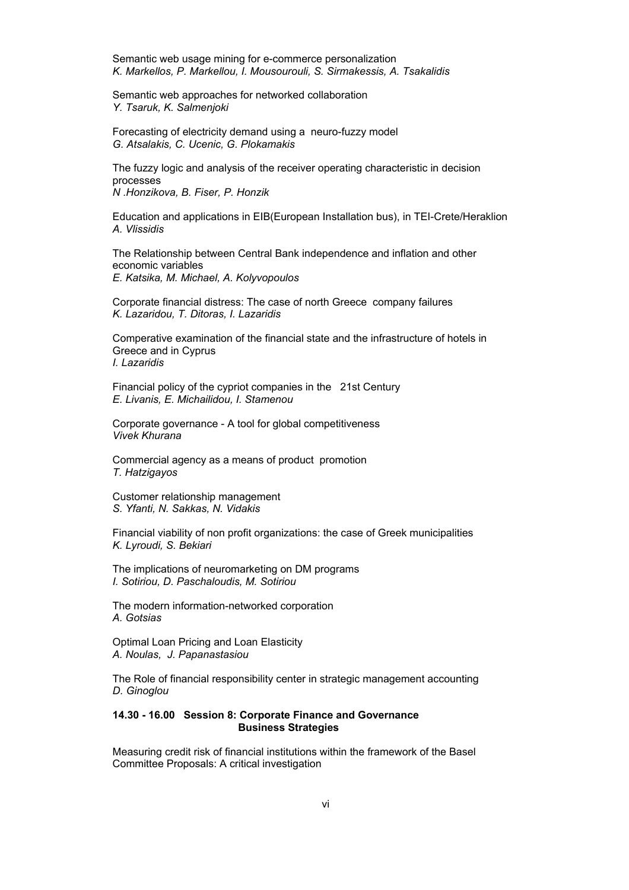Semantic web usage mining for e-commerce personalization
*K. Markellos, P. Markellou, I. Mousourouli, S. Sirmakessis, A. Tsakalidis*

Semantic web approaches for networked collaboration
*Y. Tsaruk, K. Salmenjoki*

Forecasting of electricity demand using a neuro-fuzzy model
*G. Atsalakis, C. Ucenic, G. Plokamakis*

The fuzzy logic and analysis of the receiver operating characteristic in decision processes
*N .Honzikova, B. Fiser, P. Honzik*

Education and applications in EIB(European Installation bus), in TEI-Crete/Heraklion
*A. Vlissidis*

The Relationship between Central Bank independence and inflation and other economic variables
*E. Katsika, M. Michael, A. Kolyvopoulos*

Corporate financial distress: The case of north Greece company failures
*K. Lazaridou, T. Ditoras, I. Lazaridis*

Comperative examination of the financial state and the infrastructure of hotels in Greece and in Cyprus
*I. Lazaridis*

Financial policy of the cypriot companies in the 21st Century
*E. Livanis, E. Michailidou, I. Stamenou*

Corporate governance - A tool for global competitiveness
*Vivek Khurana*

Commercial agency as a means of product promotion
*T. Hatzigayos*

Customer relationship management
*S. Yfanti, N. Sakkas, N. Vidakis*

Financial viability of non profit organizations: the case of Greek municipalities
*K. Lyroudi, S. Bekiari*

The implications of neuromarketing on DM programs
*I. Sotiriou, D. Paschaloudis, M. Sotiriou*

The modern information-networked corporation
*A. Gotsias*

Optimal Loan Pricing and Loan Elasticity
*A. Noulas, J. Papanastasiou*

The Role of financial responsibility center in strategic management accounting
*D. Ginoglou*

**14.30 - 16.00 Session 8: Corporate Finance and Governance Business Strategies**

Measuring credit risk of financial institutions within the framework of the Basel Committee Proposals: A critical investigation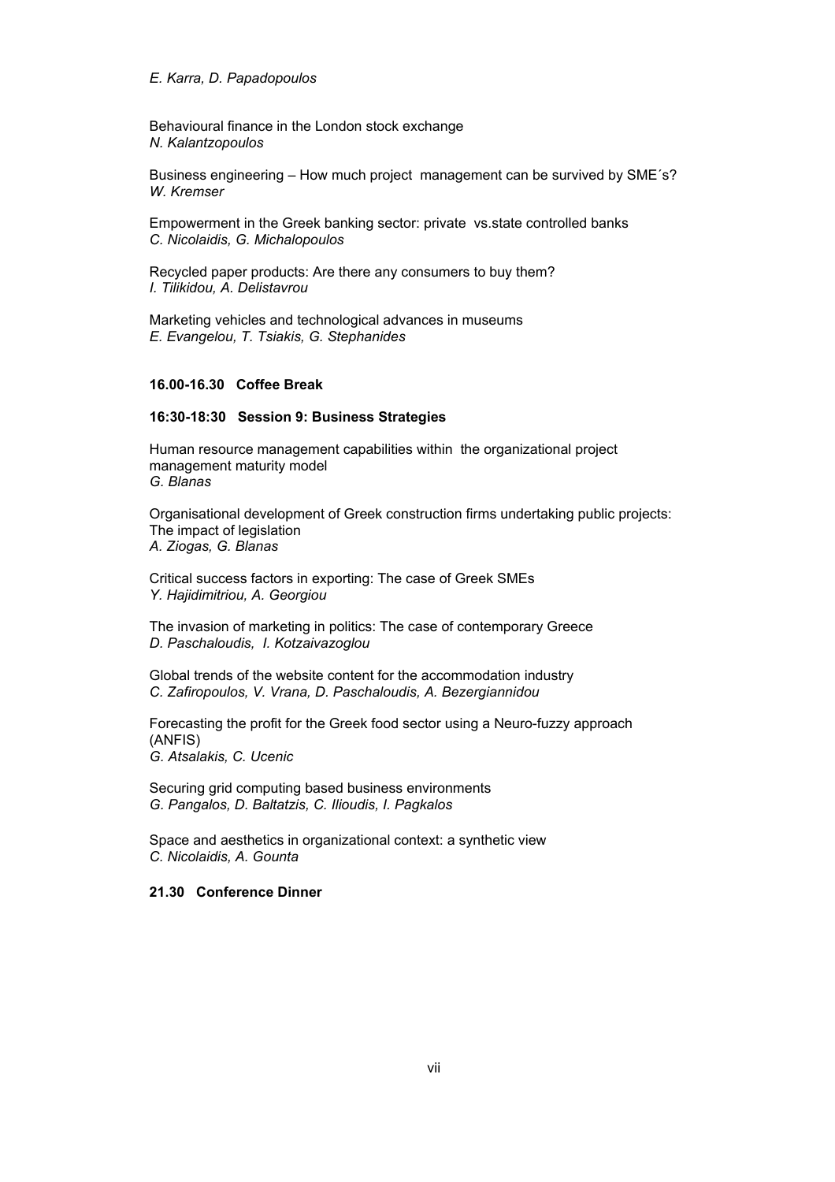*E. Karra, D. Papadopoulos*

Behavioural finance in the London stock exchange
*N. Kalantzopoulos*

Business engineering – How much project management can be survived by SME´s?
*W. Kremser*

Empowerment in the Greek banking sector: private vs.state controlled banks
*C. Nicolaidis, G. Michalopoulos*

Recycled paper products: Are there any consumers to buy them?
*I. Tilikidou, A. Delistavrou*

Marketing vehicles and technological advances in museums
*E. Evangelou, T. Tsiakis, G. Stephanides*

**16.00-16.30 Coffee Break**

**16:30-18:30 Session 9: Business Strategies**

Human resource management capabilities within the organizational project management maturity model
*G. Blanas*

Organisational development of Greek construction firms undertaking public projects: The impact of legislation
*A. Ziogas, G. Blanas*

Critical success factors in exporting: The case of Greek SMEs
*Y. Hajidimitriou, A. Georgiou*

The invasion of marketing in politics: The case of contemporary Greece
*D. Paschaloudis, I. Kotzaivazoglou*

Global trends of the website content for the accommodation industry
*C. Zafiropoulos, V. Vrana, D. Paschaloudis, A. Bezergiannidou*

Forecasting the profit for the Greek food sector using a Neuro-fuzzy approach (ANFIS)
*G. Atsalakis, C. Ucenic*

Securing grid computing based business environments
*G. Pangalos, D. Baltatzis, C. Ilioudis, I. Pagkalos*

Space and aesthetics in organizational context: a synthetic view
*C. Nicolaidis, A. Gounta*

**21.30 Conference Dinner**